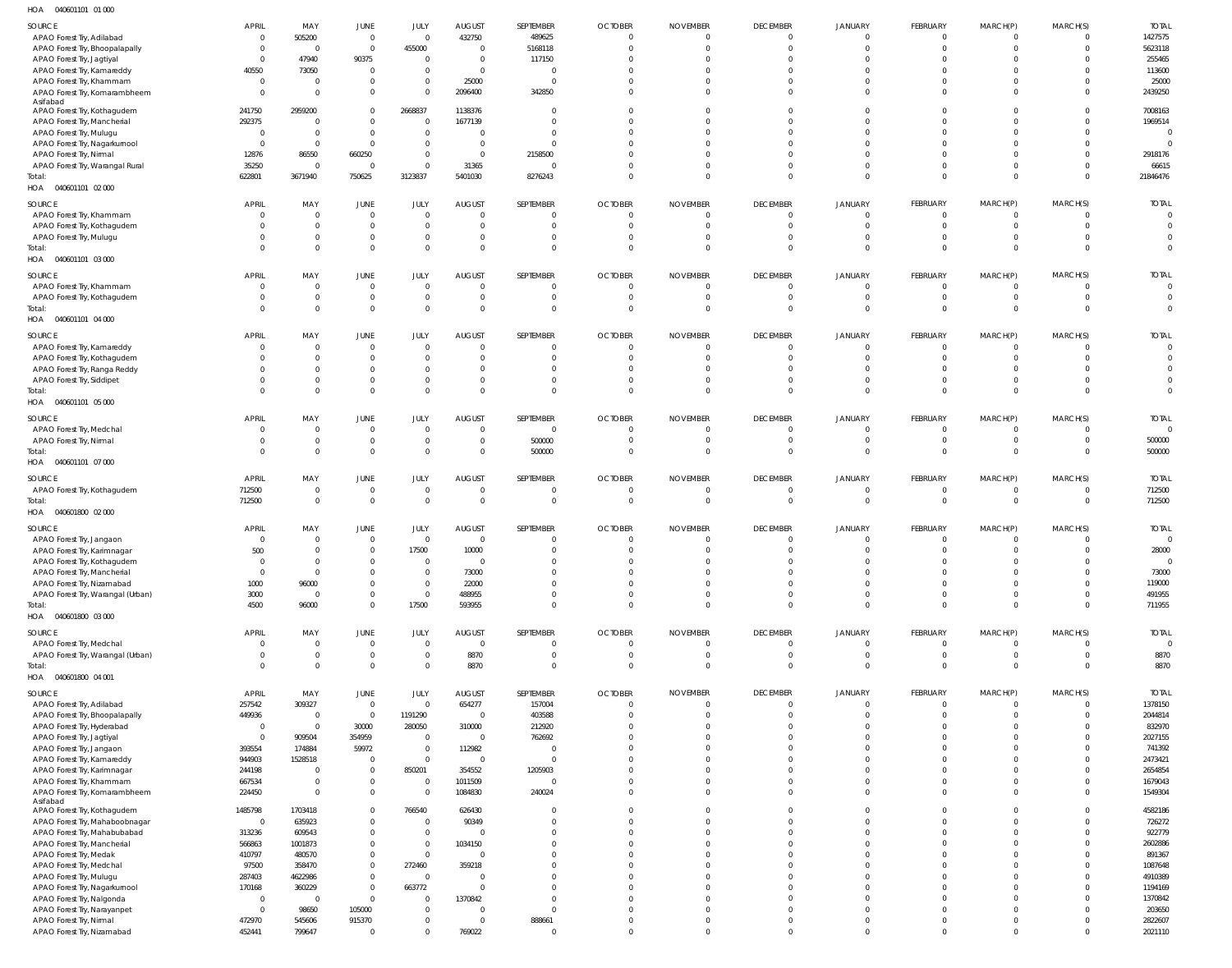HOA 040601101 01 000

| SOURCE | APRIL | MAY | JUNE | JULY | AUGUST | SEPTEMBER | OCTOBER | NOVEMBER | DECEMBER | JANUARY | FEBRUARY | MARCH(P) | MARCH(S) | TOTAL |
|---|---|---|---|---|---|---|---|---|---|---|---|---|---|---|
| APAO Forest Try, Adilabad | 0 | 505200 | 0 | 0 | 432750 | 489625 | 0 | 0 | 0 | 0 | 0 | 0 | 0 | 1427575 |
| APAO Forest Try, Bhoopalapally | 0 | 0 | 0 | 455000 | 0 | 5168118 | 0 | 0 | 0 | 0 | 0 | 0 | 0 | 5623118 |
| APAO Forest Try, Jagtiyal | 0 | 47940 | 90375 | 0 | 0 | 117150 | 0 | 0 | 0 | 0 | 0 | 0 | 0 | 255465 |
| APAO Forest Try, Kamareddy | 40550 | 73050 | 0 | 0 | 0 | 0 | 0 | 0 | 0 | 0 | 0 | 0 | 0 | 113600 |
| APAO Forest Try, Khammam | 0 | 0 | 0 | 0 | 25000 | 0 | 0 | 0 | 0 | 0 | 0 | 0 | 0 | 25000 |
| APAO Forest Try, Komarambheem Asifabad | 0 | 0 | 0 | 0 | 2096400 | 342850 | 0 | 0 | 0 | 0 | 0 | 0 | 0 | 2439250 |
| APAO Forest Try, Kothagudem | 241750 | 2959200 | 0 | 2668837 | 1138376 | 0 | 0 | 0 | 0 | 0 | 0 | 0 | 0 | 7008163 |
| APAO Forest Try, Mancherial | 292375 | 0 | 0 | 0 | 1677139 | 0 | 0 | 0 | 0 | 0 | 0 | 0 | 0 | 1969514 |
| APAO Forest Try, Mulugu | 0 | 0 | 0 | 0 | 0 | 0 | 0 | 0 | 0 | 0 | 0 | 0 | 0 | 0 |
| APAO Forest Try, Nagarkurnool | 0 | 0 | 0 | 0 | 0 | 0 | 0 | 0 | 0 | 0 | 0 | 0 | 0 | 0 |
| APAO Forest Try, Nirmal | 12876 | 86550 | 660250 | 0 | 0 | 2158500 | 0 | 0 | 0 | 0 | 0 | 0 | 0 | 2918176 |
| APAO Forest Try, Warangal Rural | 35250 | 0 | 0 | 0 | 31365 | 0 | 0 | 0 | 0 | 0 | 0 | 0 | 0 | 66615 |
| Total: | 622801 | 3671940 | 750625 | 3123837 | 5401030 | 8276243 | 0 | 0 | 0 | 0 | 0 | 0 | 0 | 21846476 |

HOA 040601101 02 000

| SOURCE | APRIL | MAY | JUNE | JULY | AUGUST | SEPTEMBER | OCTOBER | NOVEMBER | DECEMBER | JANUARY | FEBRUARY | MARCH(P) | MARCH(S) | TOTAL |
|---|---|---|---|---|---|---|---|---|---|---|---|---|---|---|
| APAO Forest Try, Khammam | 0 | 0 | 0 | 0 | 0 | 0 | 0 | 0 | 0 | 0 | 0 | 0 | 0 | 0 |
| APAO Forest Try, Kothagudem | 0 | 0 | 0 | 0 | 0 | 0 | 0 | 0 | 0 | 0 | 0 | 0 | 0 | 0 |
| APAO Forest Try, Mulugu | 0 | 0 | 0 | 0 | 0 | 0 | 0 | 0 | 0 | 0 | 0 | 0 | 0 | 0 |
| Total: | 0 | 0 | 0 | 0 | 0 | 0 | 0 | 0 | 0 | 0 | 0 | 0 | 0 | 0 |

HOA 040601101 03 000

| SOURCE | APRIL | MAY | JUNE | JULY | AUGUST | SEPTEMBER | OCTOBER | NOVEMBER | DECEMBER | JANUARY | FEBRUARY | MARCH(P) | MARCH(S) | TOTAL |
|---|---|---|---|---|---|---|---|---|---|---|---|---|---|---|
| APAO Forest Try, Khammam | 0 | 0 | 0 | 0 | 0 | 0 | 0 | 0 | 0 | 0 | 0 | 0 | 0 | 0 |
| APAO Forest Try, Kothagudem | 0 | 0 | 0 | 0 | 0 | 0 | 0 | 0 | 0 | 0 | 0 | 0 | 0 | 0 |
| Total: | 0 | 0 | 0 | 0 | 0 | 0 | 0 | 0 | 0 | 0 | 0 | 0 | 0 | 0 |

HOA 040601101 04 000

| SOURCE | APRIL | MAY | JUNE | JULY | AUGUST | SEPTEMBER | OCTOBER | NOVEMBER | DECEMBER | JANUARY | FEBRUARY | MARCH(P) | MARCH(S) | TOTAL |
|---|---|---|---|---|---|---|---|---|---|---|---|---|---|---|
| APAO Forest Try, Kamareddy | 0 | 0 | 0 | 0 | 0 | 0 | 0 | 0 | 0 | 0 | 0 | 0 | 0 | 0 |
| APAO Forest Try, Kothagudem | 0 | 0 | 0 | 0 | 0 | 0 | 0 | 0 | 0 | 0 | 0 | 0 | 0 | 0 |
| APAO Forest Try, Ranga Reddy | 0 | 0 | 0 | 0 | 0 | 0 | 0 | 0 | 0 | 0 | 0 | 0 | 0 | 0 |
| APAO Forest Try, Siddipet | 0 | 0 | 0 | 0 | 0 | 0 | 0 | 0 | 0 | 0 | 0 | 0 | 0 | 0 |
| Total: | 0 | 0 | 0 | 0 | 0 | 0 | 0 | 0 | 0 | 0 | 0 | 0 | 0 | 0 |

HOA 040601101 05 000

| SOURCE | APRIL | MAY | JUNE | JULY | AUGUST | SEPTEMBER | OCTOBER | NOVEMBER | DECEMBER | JANUARY | FEBRUARY | MARCH(P) | MARCH(S) | TOTAL |
|---|---|---|---|---|---|---|---|---|---|---|---|---|---|---|
| APAO Forest Try, Medchal | 0 | 0 | 0 | 0 | 0 | 0 | 0 | 0 | 0 | 0 | 0 | 0 | 0 | 0 |
| APAO Forest Try, Nirmal | 0 | 0 | 0 | 0 | 0 | 500000 | 0 | 0 | 0 | 0 | 0 | 0 | 0 | 500000 |
| Total: | 0 | 0 | 0 | 0 | 0 | 500000 | 0 | 0 | 0 | 0 | 0 | 0 | 0 | 500000 |

HOA 040601101 07 000

| SOURCE | APRIL | MAY | JUNE | JULY | AUGUST | SEPTEMBER | OCTOBER | NOVEMBER | DECEMBER | JANUARY | FEBRUARY | MARCH(P) | MARCH(S) | TOTAL |
|---|---|---|---|---|---|---|---|---|---|---|---|---|---|---|
| APAO Forest Try, Kothagudem | 712500 | 0 | 0 | 0 | 0 | 0 | 0 | 0 | 0 | 0 | 0 | 0 | 0 | 712500 |
| Total: | 712500 | 0 | 0 | 0 | 0 | 0 | 0 | 0 | 0 | 0 | 0 | 0 | 0 | 712500 |

HOA 040601800 02 000

| SOURCE | APRIL | MAY | JUNE | JULY | AUGUST | SEPTEMBER | OCTOBER | NOVEMBER | DECEMBER | JANUARY | FEBRUARY | MARCH(P) | MARCH(S) | TOTAL |
|---|---|---|---|---|---|---|---|---|---|---|---|---|---|---|
| APAO Forest Try, Jangaon | 0 | 0 | 0 | 0 | 0 | 0 | 0 | 0 | 0 | 0 | 0 | 0 | 0 | 0 |
| APAO Forest Try, Karimnagar | 500 | 0 | 0 | 17500 | 10000 | 0 | 0 | 0 | 0 | 0 | 0 | 0 | 0 | 28000 |
| APAO Forest Try, Kothagudem | 0 | 0 | 0 | 0 | 0 | 0 | 0 | 0 | 0 | 0 | 0 | 0 | 0 | 0 |
| APAO Forest Try, Mancherial | 0 | 0 | 0 | 0 | 73000 | 0 | 0 | 0 | 0 | 0 | 0 | 0 | 0 | 73000 |
| APAO Forest Try, Nizamabad | 1000 | 96000 | 0 | 0 | 22000 | 0 | 0 | 0 | 0 | 0 | 0 | 0 | 0 | 119000 |
| APAO Forest Try, Warangal (Urban) | 3000 | 0 | 0 | 0 | 488955 | 0 | 0 | 0 | 0 | 0 | 0 | 0 | 0 | 491955 |
| Total: | 4500 | 96000 | 0 | 17500 | 593955 | 0 | 0 | 0 | 0 | 0 | 0 | 0 | 0 | 711955 |

HOA 040601800 03 000

| SOURCE | APRIL | MAY | JUNE | JULY | AUGUST | SEPTEMBER | OCTOBER | NOVEMBER | DECEMBER | JANUARY | FEBRUARY | MARCH(P) | MARCH(S) | TOTAL |
|---|---|---|---|---|---|---|---|---|---|---|---|---|---|---|
| APAO Forest Try, Medchal | 0 | 0 | 0 | 0 | 0 | 0 | 0 | 0 | 0 | 0 | 0 | 0 | 0 | 0 |
| APAO Forest Try, Warangal (Urban) | 0 | 0 | 0 | 0 | 8870 | 0 | 0 | 0 | 0 | 0 | 0 | 0 | 0 | 8870 |
| Total: | 0 | 0 | 0 | 0 | 8870 | 0 | 0 | 0 | 0 | 0 | 0 | 0 | 0 | 8870 |

HOA 040601800 04 001

| SOURCE | APRIL | MAY | JUNE | JULY | AUGUST | SEPTEMBER | OCTOBER | NOVEMBER | DECEMBER | JANUARY | FEBRUARY | MARCH(P) | MARCH(S) | TOTAL |
|---|---|---|---|---|---|---|---|---|---|---|---|---|---|---|
| APAO Forest Try, Adilabad | 257542 | 309327 | 0 | 0 | 654277 | 157004 | 0 | 0 | 0 | 0 | 0 | 0 | 0 | 1378150 |
| APAO Forest Try, Bhoopalapally | 449936 | 0 | 0 | 1191290 | 0 | 403588 | 0 | 0 | 0 | 0 | 0 | 0 | 0 | 2044814 |
| APAO Forest Try, Hyderabad | 0 | 0 | 30000 | 280050 | 310000 | 212920 | 0 | 0 | 0 | 0 | 0 | 0 | 0 | 832970 |
| APAO Forest Try, Jagtiyal | 0 | 909504 | 354959 | 0 | 0 | 762692 | 0 | 0 | 0 | 0 | 0 | 0 | 0 | 2027155 |
| APAO Forest Try, Jangaon | 393554 | 174884 | 59972 | 0 | 112982 | 0 | 0 | 0 | 0 | 0 | 0 | 0 | 0 | 741392 |
| APAO Forest Try, Kamareddy | 944903 | 1528518 | 0 | 0 | 0 | 0 | 0 | 0 | 0 | 0 | 0 | 0 | 0 | 2473421 |
| APAO Forest Try, Karimnagar | 244198 | 0 | 0 | 850201 | 354552 | 1205903 | 0 | 0 | 0 | 0 | 0 | 0 | 0 | 2654854 |
| APAO Forest Try, Khammam | 667534 | 0 | 0 | 0 | 1011509 | 0 | 0 | 0 | 0 | 0 | 0 | 0 | 0 | 1679043 |
| APAO Forest Try, Komarambheem Asifabad | 224450 | 0 | 0 | 0 | 1084830 | 240024 | 0 | 0 | 0 | 0 | 0 | 0 | 0 | 1549304 |
| APAO Forest Try, Kothagudem | 1485798 | 1703418 | 0 | 766540 | 626430 | 0 | 0 | 0 | 0 | 0 | 0 | 0 | 0 | 4582186 |
| APAO Forest Try, Mahaboobnagar | 0 | 635923 | 0 | 0 | 90349 | 0 | 0 | 0 | 0 | 0 | 0 | 0 | 0 | 726272 |
| APAO Forest Try, Mahabubabad | 313236 | 609543 | 0 | 0 | 0 | 0 | 0 | 0 | 0 | 0 | 0 | 0 | 0 | 922779 |
| APAO Forest Try, Mancherial | 566863 | 1001873 | 0 | 0 | 1034150 | 0 | 0 | 0 | 0 | 0 | 0 | 0 | 0 | 2602886 |
| APAO Forest Try, Medak | 410797 | 480570 | 0 | 0 | 0 | 0 | 0 | 0 | 0 | 0 | 0 | 0 | 0 | 891367 |
| APAO Forest Try, Medchal | 97500 | 358470 | 0 | 272460 | 359218 | 0 | 0 | 0 | 0 | 0 | 0 | 0 | 0 | 1087648 |
| APAO Forest Try, Mulugu | 287403 | 4622986 | 0 | 0 | 0 | 0 | 0 | 0 | 0 | 0 | 0 | 0 | 0 | 4910389 |
| APAO Forest Try, Nagarkurnool | 170168 | 360229 | 0 | 663772 | 0 | 0 | 0 | 0 | 0 | 0 | 0 | 0 | 0 | 1194169 |
| APAO Forest Try, Nalgonda | 0 | 0 | 0 | 0 | 1370842 | 0 | 0 | 0 | 0 | 0 | 0 | 0 | 0 | 1370842 |
| APAO Forest Try, Narayanpet | 0 | 98650 | 105000 | 0 | 0 | 0 | 0 | 0 | 0 | 0 | 0 | 0 | 0 | 203650 |
| APAO Forest Try, Nirmal | 472970 | 545606 | 915370 | 0 | 0 | 888661 | 0 | 0 | 0 | 0 | 0 | 0 | 0 | 2822607 |
| APAO Forest Try, Nizamabad | 452441 | 799647 | 0 | 0 | 769022 | 0 | 0 | 0 | 0 | 0 | 0 | 0 | 0 | 2021110 |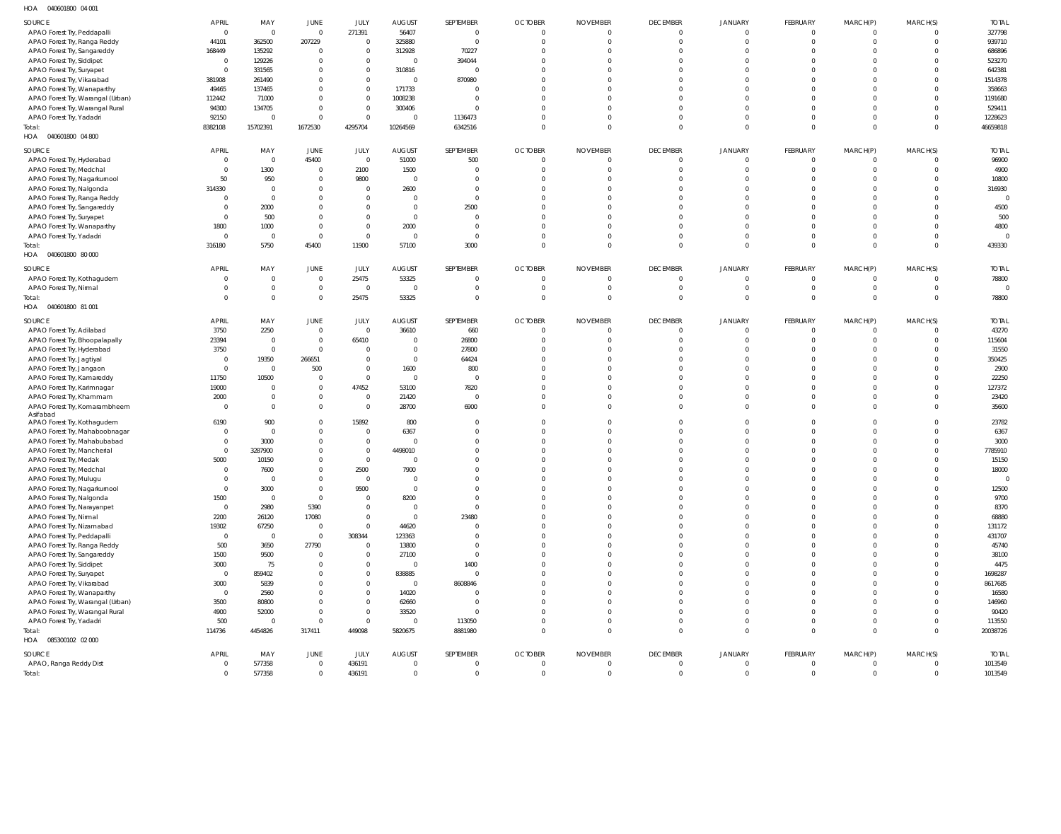HOA 040601800 04 001

| SOURCE | APRIL | MAY | JUNE | JULY | AUGUST | SEPTEMBER | OCTOBER | NOVEMBER | DECEMBER | JANUARY | FEBRUARY | MARCH(P) | MARCH(S) | TOTAL |
|---|---|---|---|---|---|---|---|---|---|---|---|---|---|---|
| APAO Forest Try, Peddapalli | 0 | 0 | 0 | 271391 | 56407 | 0 | 0 | 0 | 0 | 0 | 0 | 0 | 0 | 327798 |
| APAO Forest Try, Ranga Reddy | 44101 | 362500 | 207229 | 0 | 325880 | 0 | 0 | 0 | 0 | 0 | 0 | 0 | 0 | 939710 |
| APAO Forest Try, Sangareddy | 168449 | 135292 | 0 | 0 | 312928 | 70227 | 0 | 0 | 0 | 0 | 0 | 0 | 0 | 686896 |
| APAO Forest Try, Siddipet | 0 | 129226 | 0 | 0 | 0 | 394044 | 0 | 0 | 0 | 0 | 0 | 0 | 0 | 523270 |
| APAO Forest Try, Suryapet | 0 | 331565 | 0 | 0 | 310816 | 0 | 0 | 0 | 0 | 0 | 0 | 0 | 0 | 642381 |
| APAO Forest Try, Vikarabad | 381908 | 261490 | 0 | 0 | 0 | 870980 | 0 | 0 | 0 | 0 | 0 | 0 | 0 | 1514378 |
| APAO Forest Try, Wanaparthy | 49465 | 137465 | 0 | 0 | 171733 | 0 | 0 | 0 | 0 | 0 | 0 | 0 | 0 | 358663 |
| APAO Forest Try, Warangal (Urban) | 112442 | 71000 | 0 | 0 | 1008238 | 0 | 0 | 0 | 0 | 0 | 0 | 0 | 0 | 1191680 |
| APAO Forest Try, Warangal Rural | 94300 | 134705 | 0 | 0 | 300406 | 0 | 0 | 0 | 0 | 0 | 0 | 0 | 0 | 529411 |
| APAO Forest Try, Yadadri | 92150 | 0 | 0 | 0 | 0 | 1136473 | 0 | 0 | 0 | 0 | 0 | 0 | 0 | 1228623 |
| Total: | 8382108 | 15702391 | 1672530 | 4295704 | 10264569 | 6342516 | 0 | 0 | 0 | 0 | 0 | 0 | 0 | 46659818 |

HOA 040601800 04 800

| SOURCE | APRIL | MAY | JUNE | JULY | AUGUST | SEPTEMBER | OCTOBER | NOVEMBER | DECEMBER | JANUARY | FEBRUARY | MARCH(P) | MARCH(S) | TOTAL |
|---|---|---|---|---|---|---|---|---|---|---|---|---|---|---|
| APAO Forest Try, Hyderabad | 0 | 0 | 45400 | 0 | 51000 | 500 | 0 | 0 | 0 | 0 | 0 | 0 | 0 | 96900 |
| APAO Forest Try, Medchal | 0 | 1300 | 0 | 2100 | 1500 | 0 | 0 | 0 | 0 | 0 | 0 | 0 | 0 | 4900 |
| APAO Forest Try, Nagarkurnool | 50 | 950 | 0 | 9800 | 0 | 0 | 0 | 0 | 0 | 0 | 0 | 0 | 0 | 10800 |
| APAO Forest Try, Nalgonda | 314330 | 0 | 0 | 0 | 2600 | 0 | 0 | 0 | 0 | 0 | 0 | 0 | 0 | 316930 |
| APAO Forest Try, Ranga Reddy | 0 | 0 | 0 | 0 | 0 | 0 | 0 | 0 | 0 | 0 | 0 | 0 | 0 | 0 |
| APAO Forest Try, Sangareddy | 0 | 2000 | 0 | 0 | 0 | 2500 | 0 | 0 | 0 | 0 | 0 | 0 | 0 | 4500 |
| APAO Forest Try, Suryapet | 0 | 500 | 0 | 0 | 0 | 0 | 0 | 0 | 0 | 0 | 0 | 0 | 0 | 500 |
| APAO Forest Try, Wanaparthy | 1800 | 1000 | 0 | 0 | 2000 | 0 | 0 | 0 | 0 | 0 | 0 | 0 | 0 | 4800 |
| APAO Forest Try, Yadadri | 0 | 0 | 0 | 0 | 0 | 0 | 0 | 0 | 0 | 0 | 0 | 0 | 0 | 0 |
| Total: | 316180 | 5750 | 45400 | 11900 | 57100 | 3000 | 0 | 0 | 0 | 0 | 0 | 0 | 0 | 439330 |

HOA 040601800 80 000

| SOURCE | APRIL | MAY | JUNE | JULY | AUGUST | SEPTEMBER | OCTOBER | NOVEMBER | DECEMBER | JANUARY | FEBRUARY | MARCH(P) | MARCH(S) | TOTAL |
|---|---|---|---|---|---|---|---|---|---|---|---|---|---|---|
| APAO Forest Try, Kothagudem | 0 | 0 | 0 | 25475 | 53325 | 0 | 0 | 0 | 0 | 0 | 0 | 0 | 0 | 78800 |
| APAO Forest Try, Nirmal | 0 | 0 | 0 | 0 | 0 | 0 | 0 | 0 | 0 | 0 | 0 | 0 | 0 | 0 |
| Total: | 0 | 0 | 0 | 25475 | 53325 | 0 | 0 | 0 | 0 | 0 | 0 | 0 | 0 | 78800 |

HOA 040601800 81 001

| SOURCE | APRIL | MAY | JUNE | JULY | AUGUST | SEPTEMBER | OCTOBER | NOVEMBER | DECEMBER | JANUARY | FEBRUARY | MARCH(P) | MARCH(S) | TOTAL |
|---|---|---|---|---|---|---|---|---|---|---|---|---|---|---|
| APAO Forest Try, Adilabad | 3750 | 2250 | 0 | 0 | 36610 | 660 | 0 | 0 | 0 | 0 | 0 | 0 | 0 | 43270 |
| APAO Forest Try, Bhoopalapally | 23394 | 0 | 0 | 65410 | 0 | 26800 | 0 | 0 | 0 | 0 | 0 | 0 | 0 | 115604 |
| APAO Forest Try, Hyderabad | 3750 | 0 | 0 | 0 | 0 | 27800 | 0 | 0 | 0 | 0 | 0 | 0 | 0 | 31550 |
| APAO Forest Try, Jagtiyal | 0 | 19350 | 266651 | 0 | 0 | 64424 | 0 | 0 | 0 | 0 | 0 | 0 | 0 | 350425 |
| APAO Forest Try, Jangaon | 0 | 0 | 500 | 0 | 1600 | 800 | 0 | 0 | 0 | 0 | 0 | 0 | 0 | 2900 |
| APAO Forest Try, Kamareddy | 11750 | 10500 | 0 | 0 | 0 | 0 | 0 | 0 | 0 | 0 | 0 | 0 | 0 | 22250 |
| APAO Forest Try, Karimnagar | 19000 | 0 | 0 | 47452 | 53100 | 7820 | 0 | 0 | 0 | 0 | 0 | 0 | 0 | 127372 |
| APAO Forest Try, Khammam | 2000 | 0 | 0 | 0 | 21420 | 0 | 0 | 0 | 0 | 0 | 0 | 0 | 0 | 23420 |
| APAO Forest Try, Komarambheem Asifabad | 0 | 0 | 0 | 0 | 28700 | 6900 | 0 | 0 | 0 | 0 | 0 | 0 | 0 | 35600 |
| APAO Forest Try, Kothagudem | 6190 | 900 | 0 | 15892 | 800 | 0 | 0 | 0 | 0 | 0 | 0 | 0 | 0 | 23782 |
| APAO Forest Try, Mahaboobnagar | 0 | 0 | 0 | 0 | 6367 | 0 | 0 | 0 | 0 | 0 | 0 | 0 | 0 | 6367 |
| APAO Forest Try, Mahabubabad | 0 | 3000 | 0 | 0 | 0 | 0 | 0 | 0 | 0 | 0 | 0 | 0 | 0 | 3000 |
| APAO Forest Try, Mancherial | 0 | 3287900 | 0 | 0 | 4498010 | 0 | 0 | 0 | 0 | 0 | 0 | 0 | 0 | 7785910 |
| APAO Forest Try, Medak | 5000 | 10150 | 0 | 0 | 0 | 0 | 0 | 0 | 0 | 0 | 0 | 0 | 0 | 15150 |
| APAO Forest Try, Medchal | 0 | 7600 | 0 | 2500 | 7900 | 0 | 0 | 0 | 0 | 0 | 0 | 0 | 0 | 18000 |
| APAO Forest Try, Mulugu | 0 | 0 | 0 | 0 | 0 | 0 | 0 | 0 | 0 | 0 | 0 | 0 | 0 | 0 |
| APAO Forest Try, Nagarkurnool | 0 | 3000 | 0 | 9500 | 0 | 0 | 0 | 0 | 0 | 0 | 0 | 0 | 0 | 12500 |
| APAO Forest Try, Nalgonda | 1500 | 0 | 0 | 0 | 8200 | 0 | 0 | 0 | 0 | 0 | 0 | 0 | 0 | 9700 |
| APAO Forest Try, Narayanpet | 0 | 2980 | 5390 | 0 | 0 | 0 | 0 | 0 | 0 | 0 | 0 | 0 | 0 | 8370 |
| APAO Forest Try, Nirmal | 2200 | 26120 | 17080 | 0 | 0 | 23480 | 0 | 0 | 0 | 0 | 0 | 0 | 0 | 68880 |
| APAO Forest Try, Nizamabad | 19302 | 67250 | 0 | 0 | 44620 | 0 | 0 | 0 | 0 | 0 | 0 | 0 | 0 | 131172 |
| APAO Forest Try, Peddapalli | 0 | 0 | 0 | 308344 | 123363 | 0 | 0 | 0 | 0 | 0 | 0 | 0 | 0 | 431707 |
| APAO Forest Try, Ranga Reddy | 500 | 3650 | 27790 | 0 | 13800 | 0 | 0 | 0 | 0 | 0 | 0 | 0 | 0 | 45740 |
| APAO Forest Try, Sangareddy | 1500 | 9500 | 0 | 0 | 27100 | 0 | 0 | 0 | 0 | 0 | 0 | 0 | 0 | 38100 |
| APAO Forest Try, Siddipet | 3000 | 75 | 0 | 0 | 0 | 1400 | 0 | 0 | 0 | 0 | 0 | 0 | 0 | 4475 |
| APAO Forest Try, Suryapet | 0 | 859402 | 0 | 0 | 838885 | 0 | 0 | 0 | 0 | 0 | 0 | 0 | 0 | 1698287 |
| APAO Forest Try, Vikarabad | 3000 | 5839 | 0 | 0 | 0 | 8608846 | 0 | 0 | 0 | 0 | 0 | 0 | 0 | 8617685 |
| APAO Forest Try, Wanaparthy | 0 | 2560 | 0 | 0 | 14020 | 0 | 0 | 0 | 0 | 0 | 0 | 0 | 0 | 16580 |
| APAO Forest Try, Warangal (Urban) | 3500 | 80800 | 0 | 0 | 62660 | 0 | 0 | 0 | 0 | 0 | 0 | 0 | 0 | 146960 |
| APAO Forest Try, Warangal Rural | 4900 | 52000 | 0 | 0 | 33520 | 0 | 0 | 0 | 0 | 0 | 0 | 0 | 0 | 90420 |
| APAO Forest Try, Yadadri | 500 | 0 | 0 | 0 | 0 | 113050 | 0 | 0 | 0 | 0 | 0 | 0 | 0 | 113550 |
| Total: | 114736 | 4454826 | 317411 | 449098 | 5820675 | 8881980 | 0 | 0 | 0 | 0 | 0 | 0 | 0 | 20038726 |

HOA 085300102 02 000

| SOURCE | APRIL | MAY | JUNE | JULY | AUGUST | SEPTEMBER | OCTOBER | NOVEMBER | DECEMBER | JANUARY | FEBRUARY | MARCH(P) | MARCH(S) | TOTAL |
|---|---|---|---|---|---|---|---|---|---|---|---|---|---|---|
| APAO, Ranga Reddy Dist | 0 | 577358 | 0 | 436191 | 0 | 0 | 0 | 0 | 0 | 0 | 0 | 0 | 0 | 1013549 |
| Total: | 0 | 577358 | 0 | 436191 | 0 | 0 | 0 | 0 | 0 | 0 | 0 | 0 | 0 | 1013549 |